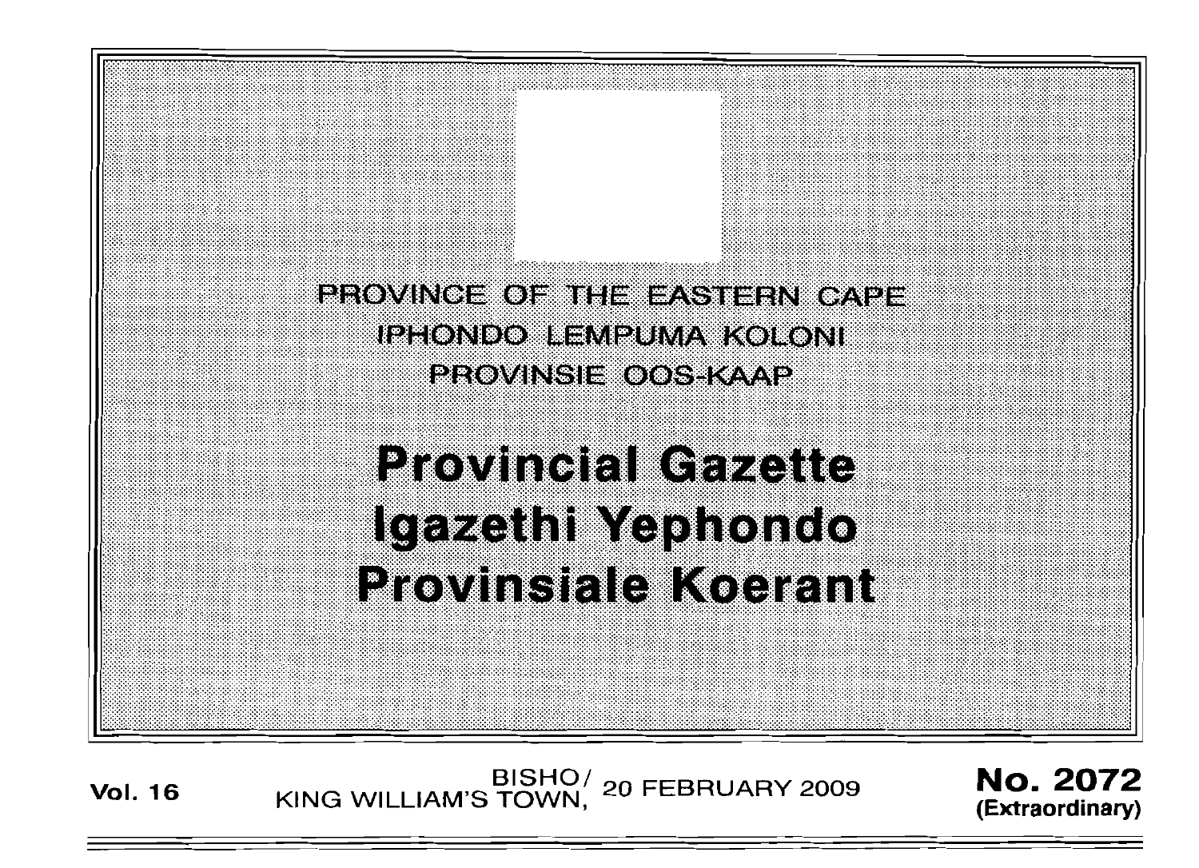PROVINCE OF THE EASTERN CAPE
IPHONDO LEMPUMA KOLONI
PROVINSIE OOS-KAAP

# Provincial Gazette
# Igazethi Yephondo
# Provinsiale Koerant

**Vol. 16** BISHO/ KING WILLIAM'S TOWN, 20 FEBRUARY 2009 **No. 2072** **(Extraordinary)**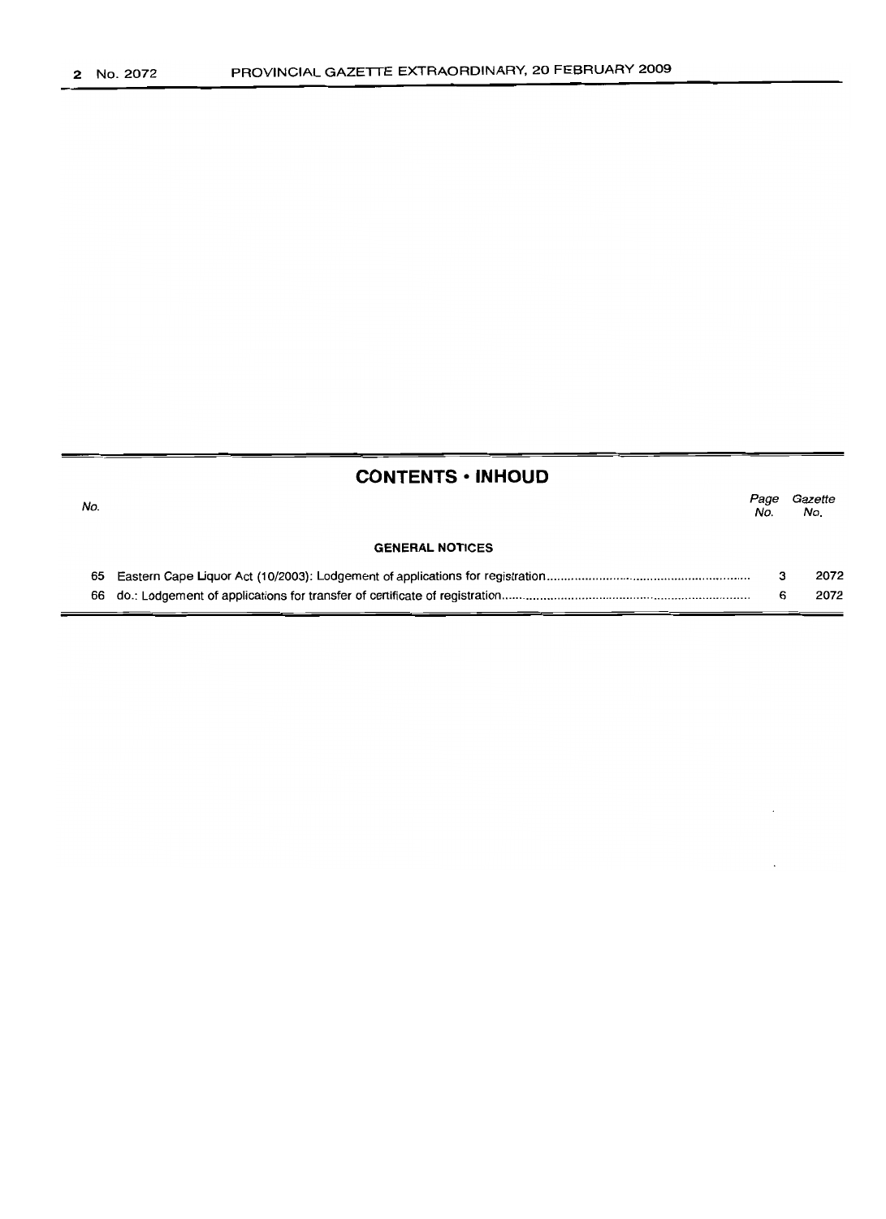## CONTENTS • INHOUD

| No. | | Page No. | Gazette No. |
|---|---|---|---|
| | **GENERAL NOTICES** | | |
| 65 | Eastern Cape Liquor Act (10/2003): Lodgement of applications for registration | 3 | 2072 |
| 66 | do.: Lodgement of applications for transfer of certificate of registration | 6 | 2072 |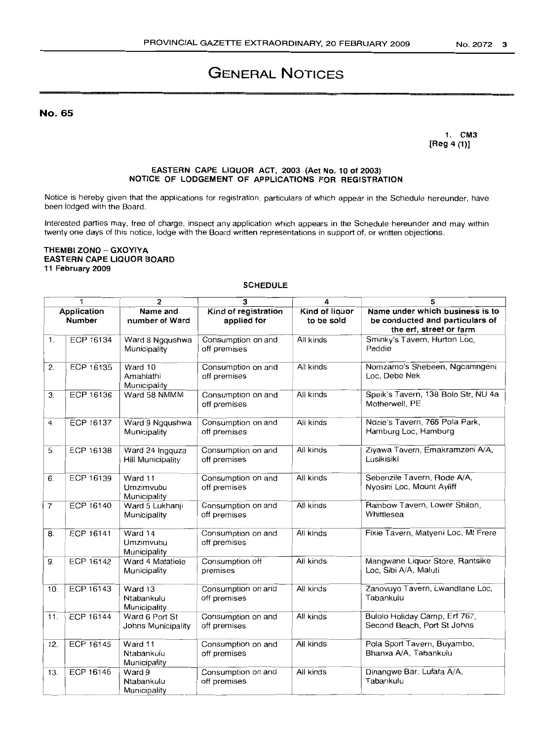# GENERAL NOTICES

**No. 65**

1. CM3
[Reg 4 (1)]

**EASTERN CAPE LIQUOR ACT, 2003 (Act No. 10 of 2003)**
**NOTICE OF LODGEMENT OF APPLICATIONS FOR REGISTRATION**

Notice is hereby given that the applications for registration, particulars of which appear in the Schedule hereunder, have been lodged with the Board.

Interested parties may, free of charge, inspect any application which appears in the Schedule hereunder and may within twenty one days of this notice, lodge with the Board written representations in support of, or written objections.

**THEMBI ZONO – GXOYIYA**
**EASTERN CAPE LIQUOR BOARD**
**11 February 2009**

**SCHEDULE**

| 1 | | 2 | 3 | 4 | 5 |
|---|---|---|---|---|---|
| Application Number | | Name and number of Ward | Kind of registration applied for | Kind of liquor to be sold | Name under which business is to be conducted and particulars of the erf, street or farm |
| 1. | ECP 16134 | Ward 8 Ngqushwa Municipality | Consumption on and off premises | All kinds | Sminky's Tavern, Hurton Loc, Peddie |
| 2. | ECP 16135 | Ward 10 Amahlathi Municipality | Consumption on and off premises | All kinds | Nomzamo's Shebeen, Ngcamngeni Loc, Debe Nek |
| 3. | ECP 16136 | Ward 58 NMMM | Consumption on and off premises | All kinds | Speik's Tavern, 138 Bolo Str, NU 4a Motherwell, PE |
| 4. | ECP 16137 | Ward 9 Ngqushwa Municipality | Consumption on and off premises | All kinds | Nozie's Tavern, 766 Pola Park, Hamburg Loc, Hamburg |
| 5. | ECP 16138 | Ward 24 Ingquza Hill Municipality | Consumption on and off premises | All kinds | Ziyawa Tavern, Emakramzeni A/A, Lusikisiki |
| 6. | ECP 16139 | Ward 11 Umzimvubu Municipality | Consumption on and off premises | All kinds | Sebenzile Tavern, Rode A/A, Nyosini Loc, Mount Ayliff |
| 7 | ECP 16140 | Ward 5 Lukhanji Municipality | Consumption on and off premises | All kinds | Rainbow Tavern, Lower Shilon, Whittlesea |
| 8. | ECP 16141 | Ward 14 Umzimvubu Municipality | Consumption on and off premises | All kinds | Fixie Tavern, Matyeni Loc, Mt Frere |
| 9. | ECP 16142 | Ward 4 Matatiele Municipality | Consumption off premises | All kinds | Mangwane Liquor Store, Rantsike Loc, Sibi A/A, Maluti |
| 10. | ECP 16143 | Ward 13 Ntabankulu Municipality | Consumption on and off premises | All kinds | Zanovuyo Tavern, Lwandlane Loc, Tabankulu |
| 11. | ECP 16144 | Ward 6 Port St Johns Municipality | Consumption on and off premises | All kinds | Bulolo Holiday Camp, Erf 767, Second Beach, Port St Johns |
| 12. | ECP 16145 | Ward 11 Ntabankulu Municipality | Consumption on and off premises | All kinds | Pola Sport Tavern, Buyambo, Bhanxa A/A, Tabankulu |
| 13. | ECP 16146 | Ward 9 Ntabankulu Municipality | Consumption on and off premises | All kinds | Dinangwe Bar, Lufafa A/A, Tabankulu |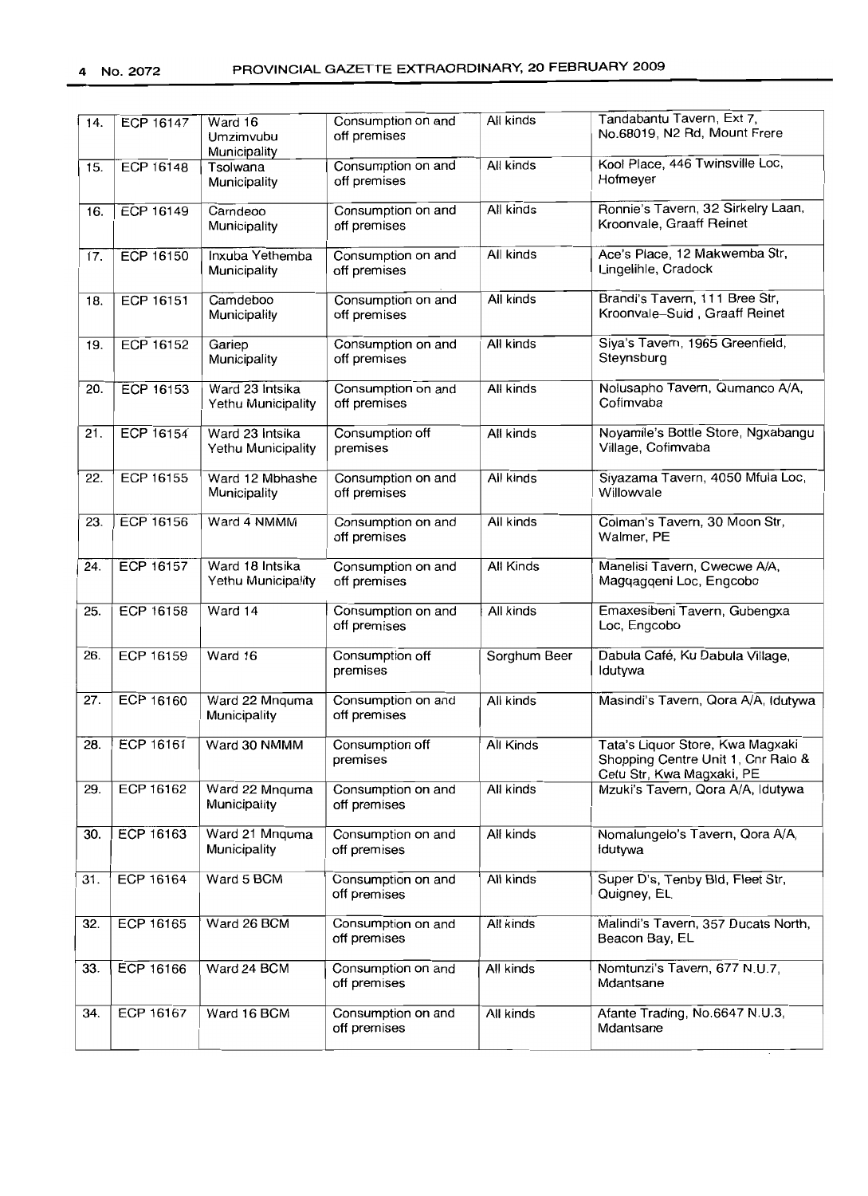| 14. | ECP 16147 | Ward 16 Umzimvubu Municipality | Consumption on and off premises | All kinds | Tandabantu Tavern, Ext 7, No.68019, N2 Rd, Mount Frere |
|---|---|---|---|---|---|
| 15. | ECP 16148 | Tsolwana Municipality | Consumption on and off premises | All kinds | Kool Place, 446 Twinsville Loc, Hofmeyer |
| 16. | ECP 16149 | Camdeoo Municipality | Consumption on and off premises | All kinds | Ronnie's Tavern, 32 Sirkelry Laan, Kroonvale, Graaff Reinet |
| 17. | ECP 16150 | Inxuba Yethemba Municipality | Consumption on and off premises | All kinds | Ace's Place, 12 Makwemba Str, Lingelihle, Cradock |
| 18. | ECP 16151 | Camdeboo Municipality | Consumption on and off premises | All kinds | Brandi's Tavern, 111 Bree Str, Kroonvale-Suid , Graaff Reinet |
| 19. | ECP 16152 | Gariep Municipality | Consumption on and off premises | All kinds | Siya's Tavern, 1965 Greenfield, Steynsburg |
| 20. | ECP 16153 | Ward 23 Intsika Yethu Municipality | Consumption on and off premises | All kinds | Nolusapho Tavern, Qumanco A/A, Cofimvaba |
| 21. | ECP 16154 | Ward 23 Intsika Yethu Municipality | Consumption off premises | All kinds | Noyamile's Bottle Store, Ngxabangu Village, Cofimvaba |
| 22. | ECP 16155 | Ward 12 Mbhashe Municipality | Consumption on and off premises | All kinds | Siyazama Tavern, 4050 Mfula Loc, Willowvale |
| 23. | ECP 16156 | Ward 4 NMMM | Consumption on and off premises | All kinds | Colman's Tavern, 30 Moon Str, Walmer, PE |
| 24. | ECP 16157 | Ward 18 Intsika Yethu Municipality | Consumption on and off premises | All Kinds | Manelisi Tavern, Cwecwe A/A, Magqagqeni Loc, Engcobo |
| 25. | ECP 16158 | Ward 14 | Consumption on and off premises | All kinds | Emaxesibeni Tavern, Gubengxa Loc, Engcobo |
| 26. | ECP 16159 | Ward 16 | Consumption off premises | Sorghum Beer | Dabula Café, Ku Dabula Village, Idutywa |
| 27. | ECP 16160 | Ward 22 Mnquma Municipality | Consumption on and off premises | All kinds | Masindi's Tavern, Qora A/A, Idutywa |
| 28. | ECP 16161 | Ward 30 NMMM | Consumption off premises | All Kinds | Tata's Liquor Store, Kwa Magxaki Shopping Centre Unit 1, Cnr Ralo & Cetu Str, Kwa Magxaki, PE |
| 29. | ECP 16162 | Ward 22 Mnquma Municipality | Consumption on and off premises | All kinds | Mzuki's Tavern, Qora A/A, Idutywa |
| 30. | ECP 16163 | Ward 21 Mnquma Municipality | Consumption on and off premises | All kinds | Nomalungelo's Tavern, Qora A/A, Idutywa |
| 31. | ECP 16164 | Ward 5 BCM | Consumption on and off premises | All kinds | Super D's, Tenby Bld, Fleet Str, Quigney, EL |
| 32. | ECP 16165 | Ward 26 BCM | Consumption on and off premises | All kinds | Malindi's Tavern, 357 Ducats North, Beacon Bay, EL |
| 33. | ECP 16166 | Ward 24 BCM | Consumption on and off premises | All kinds | Nomtunzi's Tavern, 677 N.U.7, Mdantsane |
| 34. | ECP 16167 | Ward 16 BCM | Consumption on and off premises | All kinds | Afante Trading, No.6647 N.U.3, Mdantsane |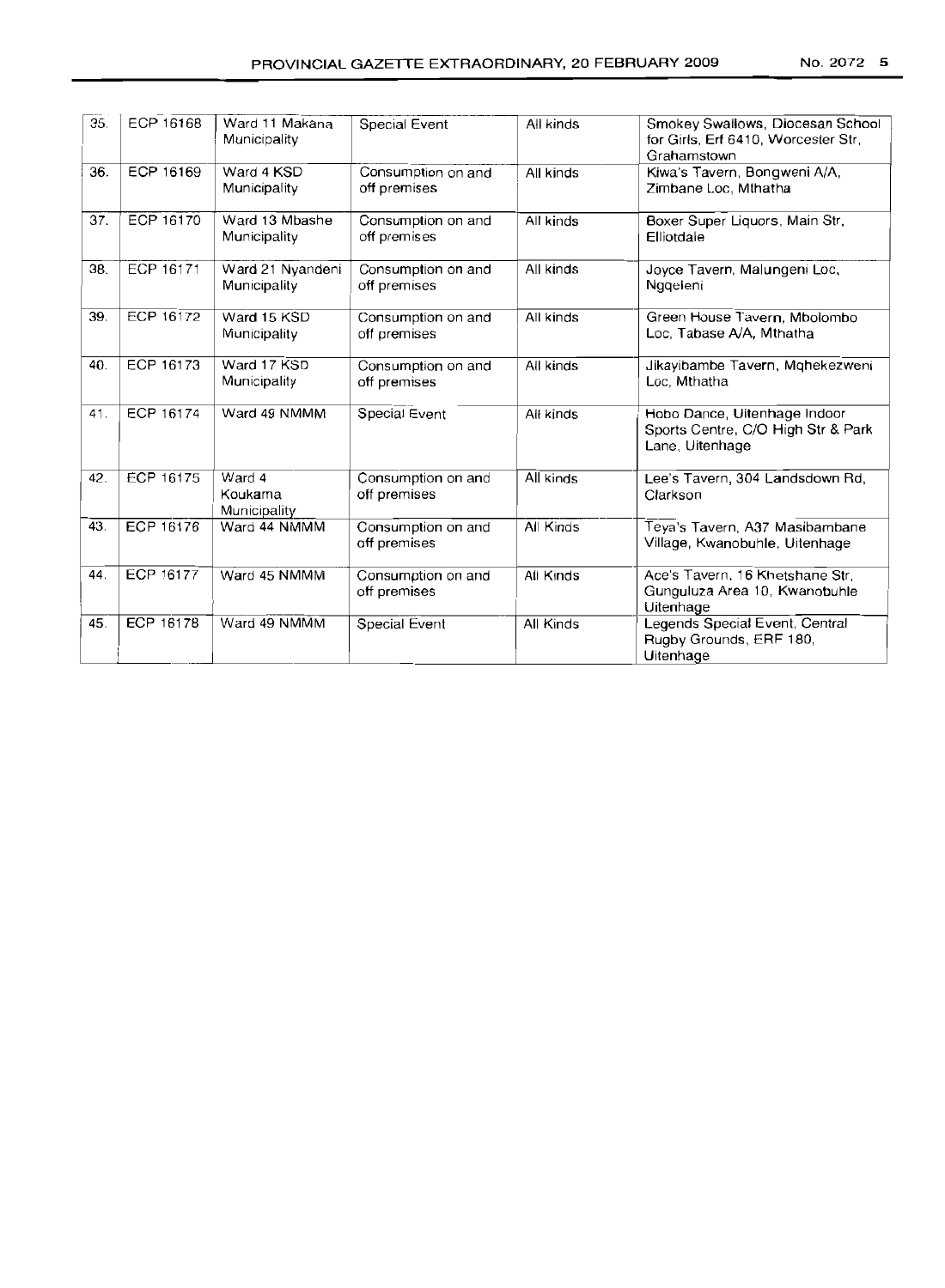| 35. | ECP 16168 | Ward 11 Makana Municipality | Special Event | All kinds | Smokey Swallows, Diocesan School for Girls, Erf 6410, Worcester Str, Grahamstown |
|---|---|---|---|---|---|
| 36. | ECP 16169 | Ward 4 KSD Municipality | Consumption on and off premises | All kinds | Kiwa's Tavern, Bongweni A/A, Zimbane Loc, Mthatha |
| 37. | ECP 16170 | Ward 13 Mbashe Municipality | Consumption on and off premises | All kinds | Boxer Super Liquors, Main Str, Elliotdale |
| 38. | ECP 16171 | Ward 21 Nyandeni Municipality | Consumption on and off premises | All kinds | Joyce Tavern, Malungeni Loc, Ngqeleni |
| 39. | ECP 16172 | Ward 15 KSD Municipality | Consumption on and off premises | All kinds | Green House Tavern, Mbolombo Loc, Tabase A/A, Mthatha |
| 40. | ECP 16173 | Ward 17 KSD Municipality | Consumption on and off premises | All kinds | Jikayibambe Tavern, Mqhekezweni Loc, Mthatha |
| 41. | ECP 16174 | Ward 49 NMMM | Special Event | All kinds | Hobo Dance, Uitenhage Indoor Sports Centre, C/O High Str & Park Lane, Uitenhage |
| 42. | ECP 16175 | Ward 4 Koukama Municipality | Consumption on and off premises | All kinds | Lee's Tavern, 304 Landsdown Rd, Clarkson |
| 43. | ECP 16176 | Ward 44 NMMM | Consumption on and off premises | All Kinds | Teya's Tavern, A37 Masibambane Village, Kwanobuhle, Uitenhage |
| 44. | ECP 16177 | Ward 45 NMMM | Consumption on and off premises | All Kinds | Ace's Tavern, 16 Khetshane Str, Gunguluza Area 10, Kwanobuhle Uitenhage |
| 45. | ECP 16178 | Ward 49 NMMM | Special Event | All Kinds | Legends Special Event, Central Rugby Grounds, ERF 180, Uitenhage |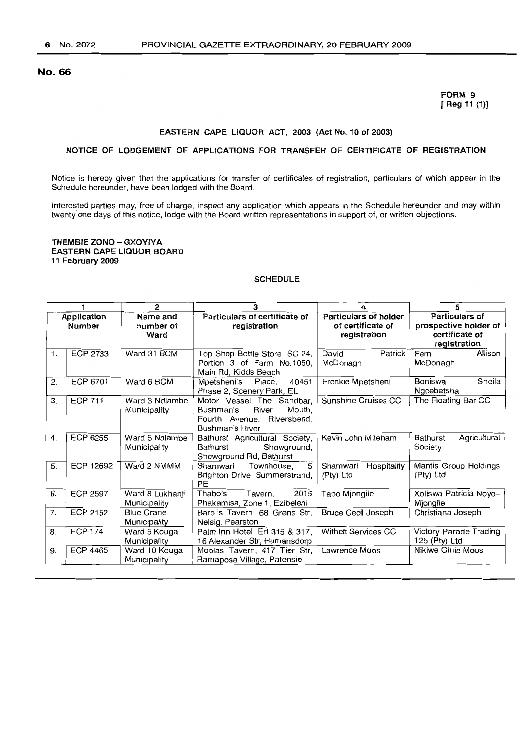**No. 66**

FORM 9
[ Reg 11 (1)]

## EASTERN CAPE LIQUOR ACT, 2003 (Act No. 10 of 2003)

## NOTICE OF LODGEMENT OF APPLICATIONS FOR TRANSFER OF CERTIFICATE OF REGISTRATION

Notice is hereby given that the applications for transfer of certificates of registration, particulars of which appear in the Schedule hereunder, have been lodged with the Board.

Interested parties may, free of charge, inspect any application which appears in the Schedule hereunder and may within twenty one days of this notice, lodge with the Board written representations in support of, or written objections.

**THEMBIE ZONO – GXOYIYA**
**EASTERN CAPE LIQUOR BOARD**
**11 February 2009**

SCHEDULE

| 1 | | 2 | 3 | 4 | 5 |
|---|---|---|---|---|---|
| **Application Number** | | **Name and number of Ward** | **Particulars of certificate of registration** | **Particulars of holder of certificate of registration** | **Particulars of prospective holder of certificate of registration** |
| 1. | ECP 2733 | Ward 31 BCM | Top Shop Bottle Store, SC 24, Portion 3 of Farm No.1050, Main Rd, Kidds Beach | David Patrick McDonagh | Fern Allison McDonagh |
| 2. | ECP 6701 | Ward 6 BCM | Mpetsheni's Place, 40451 Phase 2, Scenery Park, EL | Frenkie Mpetsheni | Boniswa Sheila Ngcebetsha |
| 3. | ECP 711 | Ward 3 Ndlambe Municipality | Motor Vessel The Sandbar, Bushman's River Mouth, Fourth Avenue, Riversbend, Bushman's River | Sunshine Cruises CC | The Floating Bar CC |
| 4. | ECP 6255 | Ward 5 Ndlambe Municipality | Bathurst Agricultural Society, Bathurst Showground, Showground Rd, Bathurst | Kevin John Mileham | Bathurst Agricultural Society |
| 5. | ECP 12692 | Ward 2 NMMM | Shamwari Townhouse, 5 Brighton Drive, Summerstrand, PE | Shamwari Hospitality (Pty) Ltd | Mantis Group Holdings (Pty) Ltd |
| 6. | ECP 2597 | Ward 8 Lukhanji Municipality | Thabo's Tavern, 2015 Phakamisa, Zone 1, Ezibeleni | Tabo Mjongile | Xoliswa Patricia Noyo-Mjongile |
| 7. | ECP 2152 | Blue Crane Municipality | Barbi's Tavern, 68 Grens Str, Nelsig, Pearston | Bruce Cecil Joseph | Christiana Joseph |
| 8. | ECP 174 | Ward 5 Kouga Municipality | Palm Inn Hotel, Erf 315 & 317, 16 Alexander Str, Humansdorp | Withett Services CC | Victory Parade Trading 125 (Pty) Ltd |
| 9. | ECP 4465 | Ward 10 Kouga Municipality | Moolas Tavern, 417 Tier Str, Ramaposa Village, Patensie | Lawrence Moos | Nikiwe Girlie Moos |